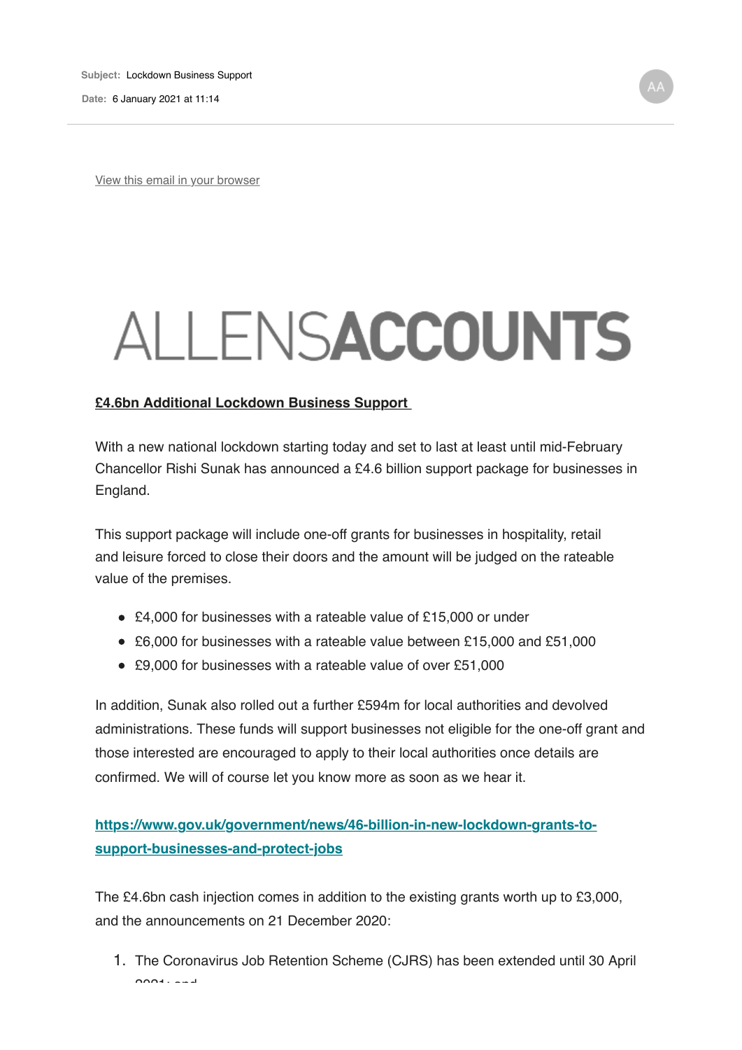Subject: Lockdown Business Support

Date: 6 January 2021 at 11:14

AA

View this email in your browser

ALLENSACCOUNTS

**£4.6bn Additional Lockdown Business Support**

With a new national lockdown starting today and set to last at least until mid-February Chancellor Rishi Sunak has announced a £4.6 billion support package for businesses in England.

This support package will include one-off grants for businesses in hospitality, retail and leisure forced to close their doors and the amount will be judged on the rateable value of the premises.

- £4,000 for businesses with a rateable value of £15,000 or under
- £6,000 for businesses with a rateable value between £15,000 and £51,000
- £9,000 for businesses with a rateable value of over £51,000

In addition, Sunak also rolled out a further £594m for local authorities and devolved administrations. These funds will support businesses not eligible for the one-off grant and those interested are encouraged to apply to their local authorities once details are confirmed. We will of course let you know more as soon as we hear it.

**https://www.gov.uk/government/news/46-billion-in-new-lockdown-grants-to-support-businesses-and-protect-jobs**

The £4.6bn cash injection comes in addition to the existing grants worth up to £3,000, and the announcements on 21 December 2020:

1. The Coronavirus Job Retention Scheme (CJRS) has been extended until 30 April 2021; and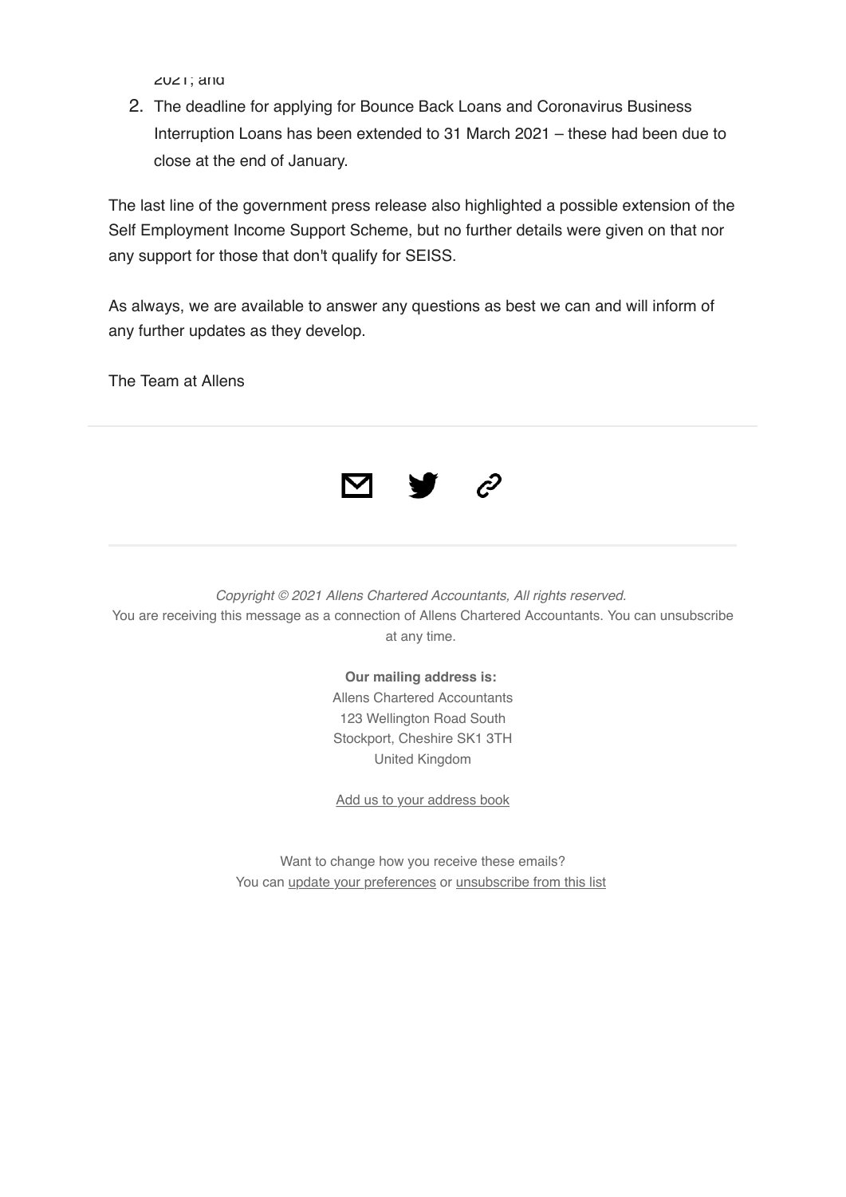2021; and

2. The deadline for applying for Bounce Back Loans and Coronavirus Business Interruption Loans has been extended to 31 March 2021 – these had been due to close at the end of January.

The last line of the government press release also highlighted a possible extension of the Self Employment Income Support Scheme, but no further details were given on that nor any support for those that don't qualify for SEISS.

As always, we are available to answer any questions as best we can and will inform of any further updates as they develop.

The Team at Allens

---

*Copyright © 2021 Allens Chartered Accountants, All rights reserved.*
You are receiving this message as a connection of Allens Chartered Accountants. You can unsubscribe at any time.

**Our mailing address is:**
Allens Chartered Accountants
123 Wellington Road South
Stockport, Cheshire SK1 3TH
United Kingdom

Add us to your address book

Want to change how you receive these emails?
You can update your preferences or unsubscribe from this list